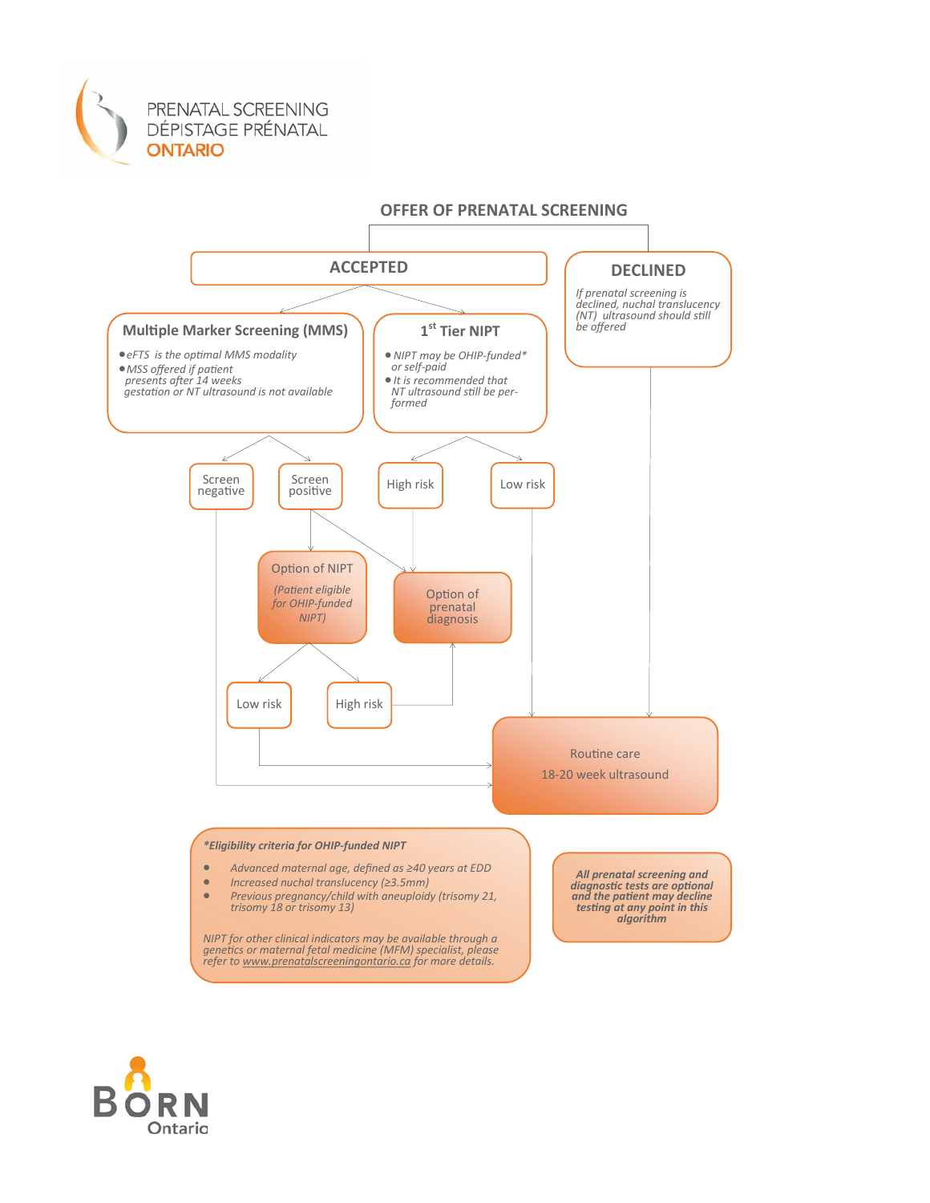PRENATAL SCREENING
DÉPISTAGE PRÉNATAL
ONTARIO

## OFFER OF PRENATAL SCREENING

### ACCEPTED

#### Multiple Marker Screening (MMS)

- *eFTS is the optimal MMS modality*
- *MSS offered if patient presents after 14 weeks gestation or NT ultrasound is not available*

Screen negative

Screen positive

Option of NIPT

*(Patient eligible for OHIP-funded NIPT)*

Low risk

High risk

#### 1st Tier NIPT

- *NIPT may be OHIP-funded\* or self-paid*
- *It is recommended that NT ultrasound still be performed*

High risk

Low risk

Option of prenatal diagnosis

### DECLINED

*If prenatal screening is declined, nuchal translucency (NT) ultrasound should still be offered*

Routine care

18-20 week ultrasound

***Eligibility criteria for OHIP-funded NIPT***

- *Advanced maternal age, defined as ≥40 years at EDD*
- *Increased nuchal translucency (≥3.5mm)*
- *Previous pregnancy/child with aneuploidy (trisomy 21, trisomy 18 or trisomy 13)*

*NIPT for other clinical indicators may be available through a genetics or maternal fetal medicine (MFM) specialist, please refer to www.prenatalscreeningontario.ca for more details.*

***All prenatal screening and diagnostic tests are optional and the patient may decline testing at any point in this algorithm***

BORN Ontario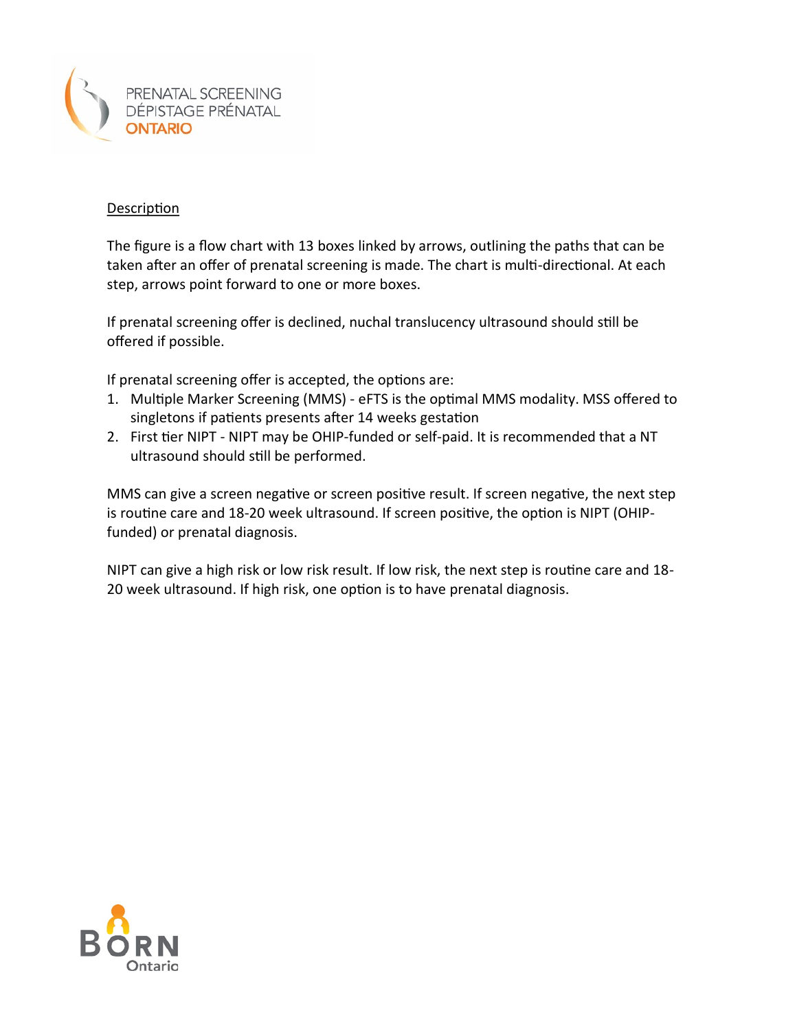PRENATAL SCREENING
DÉPISTAGE PRÉNATAL
ONTARIO

Description

The figure is a flow chart with 13 boxes linked by arrows, outlining the paths that can be taken after an offer of prenatal screening is made. The chart is multi-directional. At each step, arrows point forward to one or more boxes.

If prenatal screening offer is declined, nuchal translucency ultrasound should still be offered if possible.

If prenatal screening offer is accepted, the options are:

1. Multiple Marker Screening (MMS) - eFTS is the optimal MMS modality. MSS offered to singletons if patients presents after 14 weeks gestation
2. First tier NIPT - NIPT may be OHIP-funded or self-paid. It is recommended that a NT ultrasound should still be performed.

MMS can give a screen negative or screen positive result. If screen negative, the next step is routine care and 18-20 week ultrasound. If screen positive, the option is NIPT (OHIP-funded) or prenatal diagnosis.

NIPT can give a high risk or low risk result. If low risk, the next step is routine care and 18-20 week ultrasound. If high risk, one option is to have prenatal diagnosis.

BORN Ontario